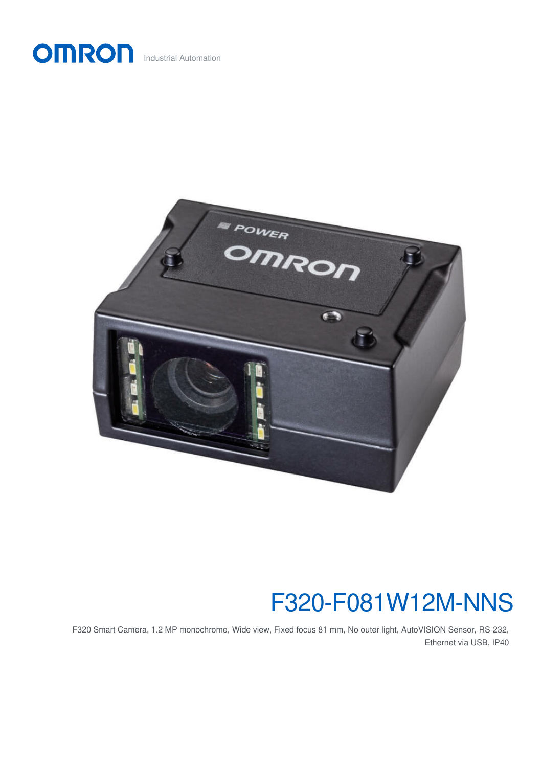OMRON Industrial Automation

# F320-F081W12M-NNS

F320 Smart Camera, 1.2 MP monochrome, Wide view, Fixed focus 81 mm, No outer light, AutoVISION Sensor, RS-232, Ethernet via USB, IP40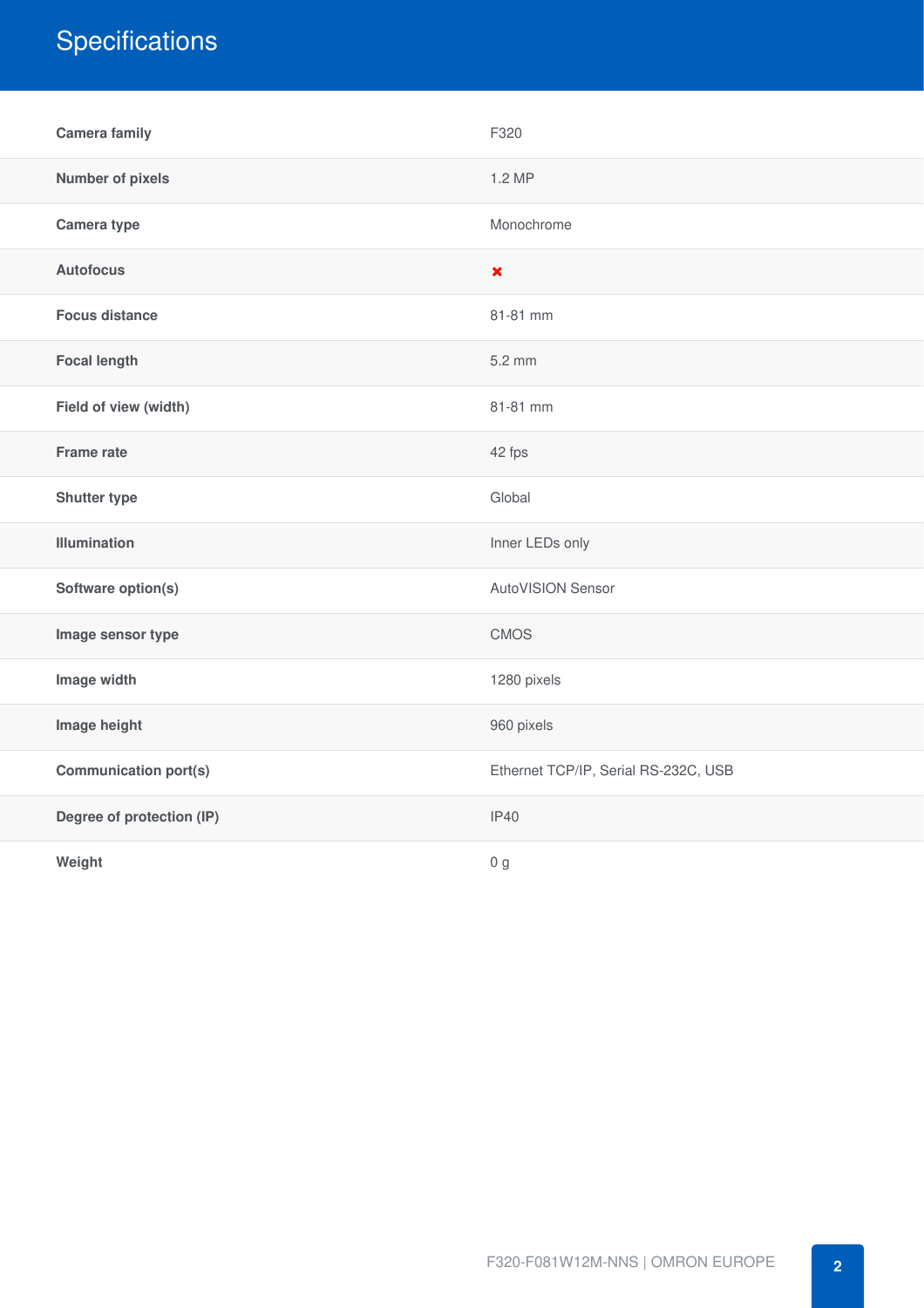# Specifications

| | |
|---|---|
| **Camera family** | F320 |
| **Number of pixels** | 1.2 MP |
| **Camera type** | Monochrome |
| **Autofocus** | ✖ |
| **Focus distance** | 81-81 mm |
| **Focal length** | 5.2 mm |
| **Field of view (width)** | 81-81 mm |
| **Frame rate** | 42 fps |
| **Shutter type** | Global |
| **Illumination** | Inner LEDs only |
| **Software option(s)** | AutoVISION Sensor |
| **Image sensor type** | CMOS |
| **Image width** | 1280 pixels |
| **Image height** | 960 pixels |
| **Communication port(s)** | Ethernet TCP/IP, Serial RS-232C, USB |
| **Degree of protection (IP)** | IP40 |
| **Weight** | 0 g |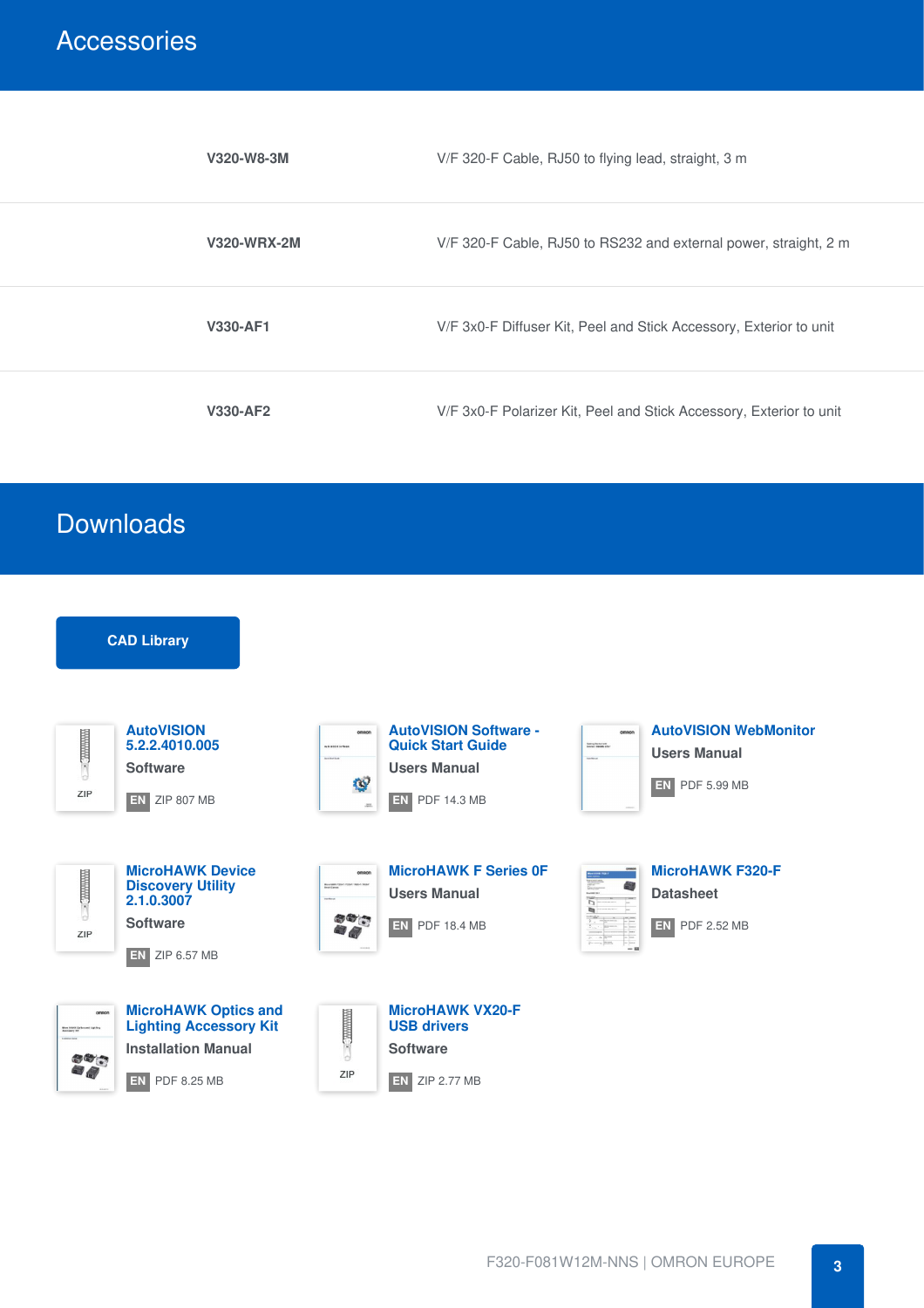## Accessories

| | |
|---|---|
| **V320-W8-3M** | V/F 320-F Cable, RJ50 to flying lead, straight, 3 m |
| **V320-WRX-2M** | V/F 320-F Cable, RJ50 to RS232 and external power, straight, 2 m |
| **V330-AF1** | V/F 3x0-F Diffuser Kit, Peel and Stick Accessory, Exterior to unit |
| **V330-AF2** | V/F 3x0-F Polarizer Kit, Peel and Stick Accessory, Exterior to unit |

## Downloads

**CAD Library**

**AutoVISION 5.2.2.4010.005**
Software
EN ZIP 807 MB

**AutoVISION Software - Quick Start Guide**
Users Manual
EN PDF 14.3 MB

**AutoVISION WebMonitor**
Users Manual
EN PDF 5.99 MB

**MicroHAWK Device Discovery Utility 2.1.0.3007**
Software
EN ZIP 6.57 MB

**MicroHAWK F Series 0F**
Users Manual
EN PDF 18.4 MB

**MicroHAWK F320-F**
Datasheet
EN PDF 2.52 MB

**MicroHAWK Optics and Lighting Accessory Kit**
Installation Manual
EN PDF 8.25 MB

**MicroHAWK VX20-F USB drivers**
Software
EN ZIP 2.77 MB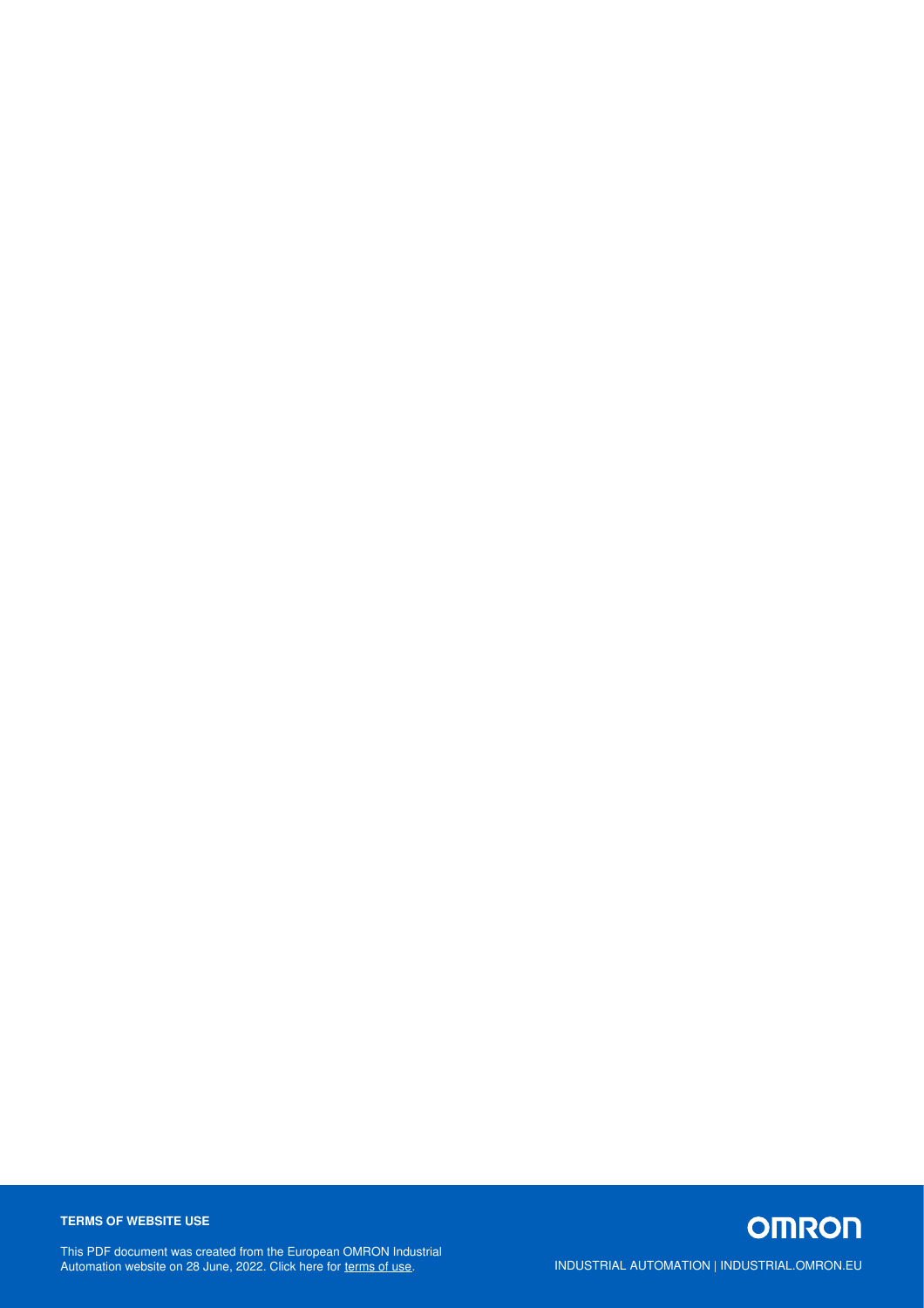**TERMS OF WEBSITE USE**

This PDF document was created from the European OMRON Industrial Automation website on 28 June, 2022. Click here for terms of use.

OMRON

INDUSTRIAL AUTOMATION | INDUSTRIAL.OMRON.EU